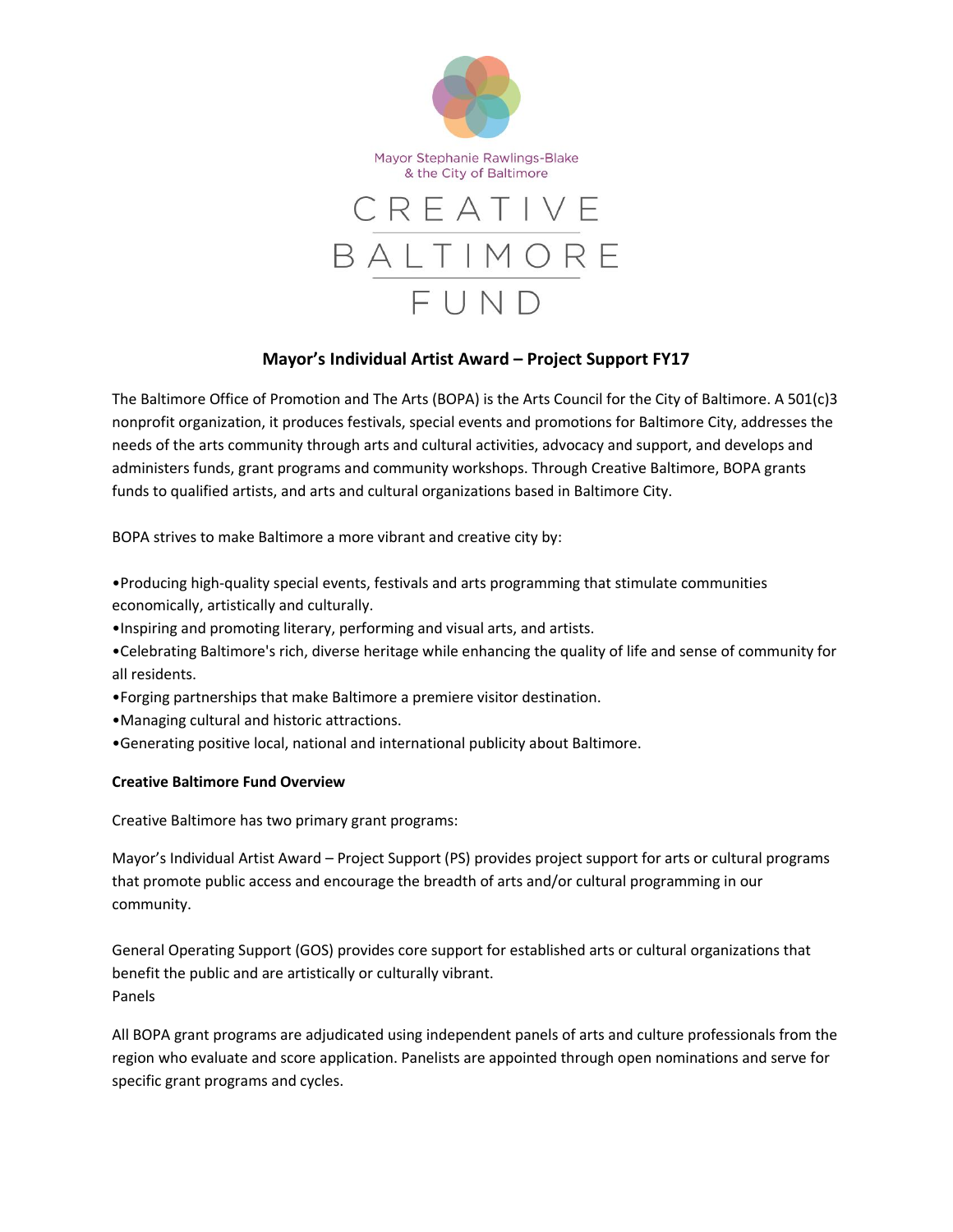Mayor Stephanie Rawlings-Blake
& the City of Baltimore

CREATIVE
BALTIMORE
FUND

# Mayor's Individual Artist Award – Project Support FY17

The Baltimore Office of Promotion and The Arts (BOPA) is the Arts Council for the City of Baltimore. A 501(c)3 nonprofit organization, it produces festivals, special events and promotions for Baltimore City, addresses the needs of the arts community through arts and cultural activities, advocacy and support, and develops and administers funds, grant programs and community workshops. Through Creative Baltimore, BOPA grants funds to qualified artists, and arts and cultural organizations based in Baltimore City.

BOPA strives to make Baltimore a more vibrant and creative city by:

- •Producing high-quality special events, festivals and arts programming that stimulate communities economically, artistically and culturally.
- •Inspiring and promoting literary, performing and visual arts, and artists.
- •Celebrating Baltimore's rich, diverse heritage while enhancing the quality of life and sense of community for all residents.
- •Forging partnerships that make Baltimore a premiere visitor destination.
- •Managing cultural and historic attractions.
- •Generating positive local, national and international publicity about Baltimore.

**Creative Baltimore Fund Overview**

Creative Baltimore has two primary grant programs:

Mayor's Individual Artist Award – Project Support (PS) provides project support for arts or cultural programs that promote public access and encourage the breadth of arts and/or cultural programming in our community.

General Operating Support (GOS) provides core support for established arts or cultural organizations that benefit the public and are artistically or culturally vibrant.

Panels

All BOPA grant programs are adjudicated using independent panels of arts and culture professionals from the region who evaluate and score application. Panelists are appointed through open nominations and serve for specific grant programs and cycles.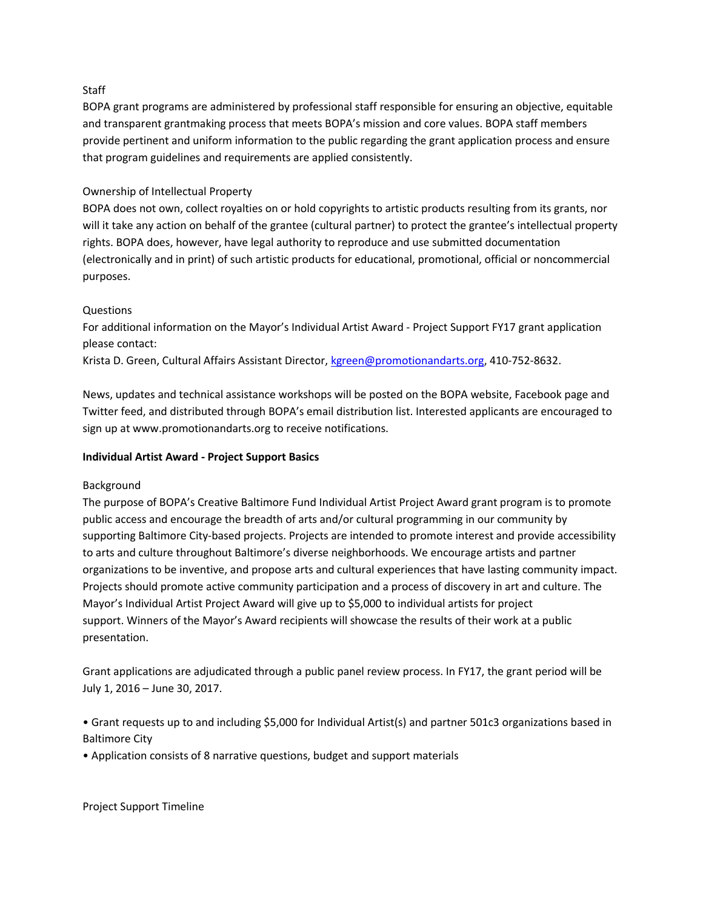Staff

BOPA grant programs are administered by professional staff responsible for ensuring an objective, equitable and transparent grantmaking process that meets BOPA's mission and core values. BOPA staff members provide pertinent and uniform information to the public regarding the grant application process and ensure that program guidelines and requirements are applied consistently.

Ownership of Intellectual Property

BOPA does not own, collect royalties on or hold copyrights to artistic products resulting from its grants, nor will it take any action on behalf of the grantee (cultural partner) to protect the grantee's intellectual property rights. BOPA does, however, have legal authority to reproduce and use submitted documentation (electronically and in print) of such artistic products for educational, promotional, official or noncommercial purposes.

Questions

For additional information on the Mayor's Individual Artist Award - Project Support FY17 grant application please contact:

Krista D. Green, Cultural Affairs Assistant Director, kgreen@promotionandarts.org, 410-752-8632.

News, updates and technical assistance workshops will be posted on the BOPA website, Facebook page and Twitter feed, and distributed through BOPA's email distribution list. Interested applicants are encouraged to sign up at www.promotionandarts.org to receive notifications.

**Individual Artist Award - Project Support Basics**

Background

The purpose of BOPA's Creative Baltimore Fund Individual Artist Project Award grant program is to promote public access and encourage the breadth of arts and/or cultural programming in our community by supporting Baltimore City-based projects. Projects are intended to promote interest and provide accessibility to arts and culture throughout Baltimore's diverse neighborhoods. We encourage artists and partner organizations to be inventive, and propose arts and cultural experiences that have lasting community impact. Projects should promote active community participation and a process of discovery in art and culture. The Mayor's Individual Artist Project Award will give up to $5,000 to individual artists for project support. Winners of the Mayor's Award recipients will showcase the results of their work at a public presentation.

Grant applications are adjudicated through a public panel review process. In FY17, the grant period will be July 1, 2016 – June 30, 2017.

- Grant requests up to and including $5,000 for Individual Artist(s) and partner 501c3 organizations based in Baltimore City
- Application consists of 8 narrative questions, budget and support materials

Project Support Timeline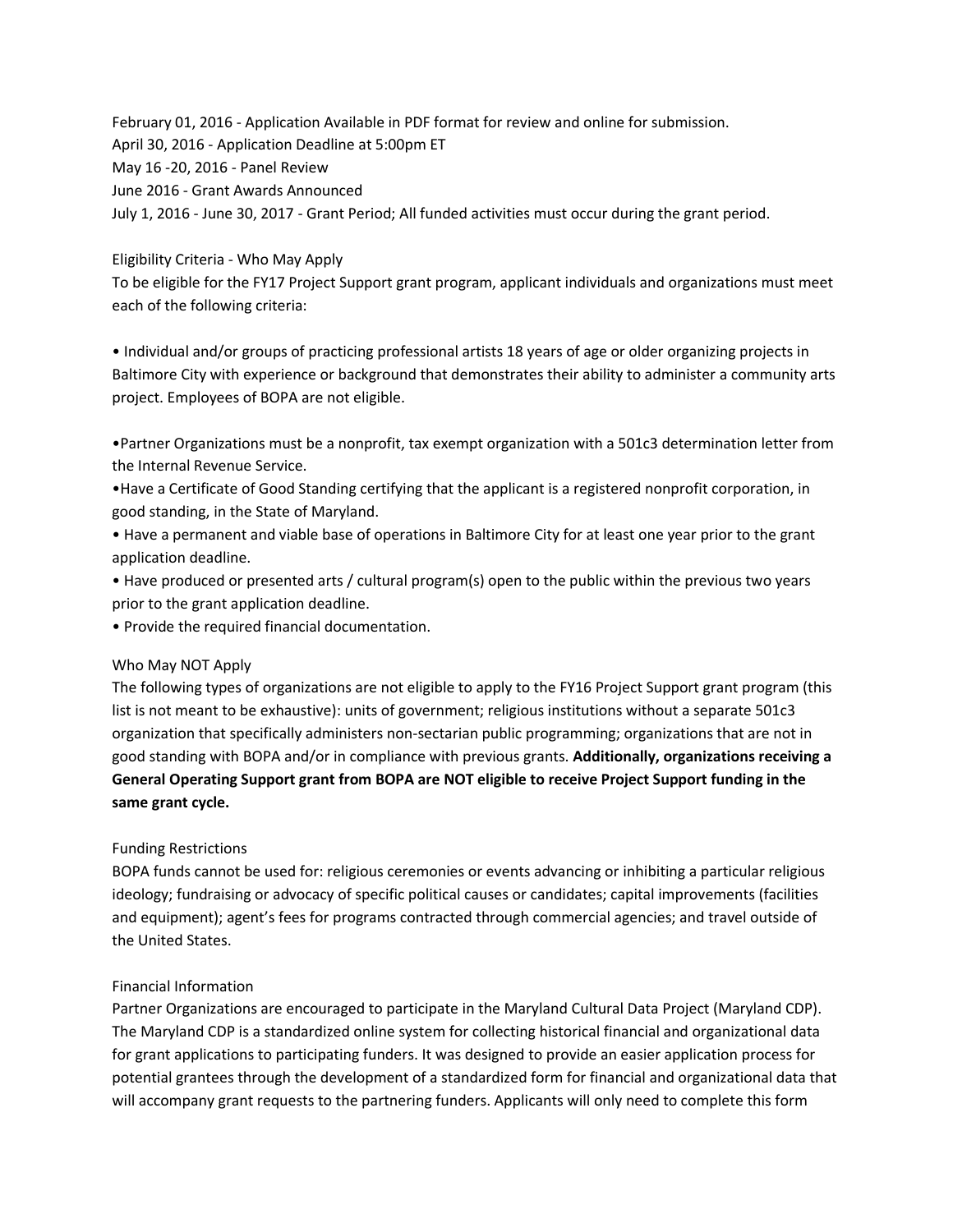February 01, 2016 - Application Available in PDF format for review and online for submission.
April 30, 2016 - Application Deadline at 5:00pm ET
May 16 -20, 2016 - Panel Review
June 2016 - Grant Awards Announced
July 1, 2016 - June 30, 2017 - Grant Period; All funded activities must occur during the grant period.

Eligibility Criteria - Who May Apply

To be eligible for the FY17 Project Support grant program, applicant individuals and organizations must meet each of the following criteria:

- Individual and/or groups of practicing professional artists 18 years of age or older organizing projects in Baltimore City with experience or background that demonstrates their ability to administer a community arts project. Employees of BOPA are not eligible.

- Partner Organizations must be a nonprofit, tax exempt organization with a 501c3 determination letter from the Internal Revenue Service.
- Have a Certificate of Good Standing certifying that the applicant is a registered nonprofit corporation, in good standing, in the State of Maryland.
- Have a permanent and viable base of operations in Baltimore City for at least one year prior to the grant application deadline.
- Have produced or presented arts / cultural program(s) open to the public within the previous two years prior to the grant application deadline.
- Provide the required financial documentation.

Who May NOT Apply

The following types of organizations are not eligible to apply to the FY16 Project Support grant program (this list is not meant to be exhaustive): units of government; religious institutions without a separate 501c3 organization that specifically administers non-sectarian public programming; organizations that are not in good standing with BOPA and/or in compliance with previous grants. **Additionally, organizations receiving a General Operating Support grant from BOPA are NOT eligible to receive Project Support funding in the same grant cycle.**

Funding Restrictions

BOPA funds cannot be used for: religious ceremonies or events advancing or inhibiting a particular religious ideology; fundraising or advocacy of specific political causes or candidates; capital improvements (facilities and equipment); agent's fees for programs contracted through commercial agencies; and travel outside of the United States.

Financial Information

Partner Organizations are encouraged to participate in the Maryland Cultural Data Project (Maryland CDP). The Maryland CDP is a standardized online system for collecting historical financial and organizational data for grant applications to participating funders. It was designed to provide an easier application process for potential grantees through the development of a standardized form for financial and organizational data that will accompany grant requests to the partnering funders. Applicants will only need to complete this form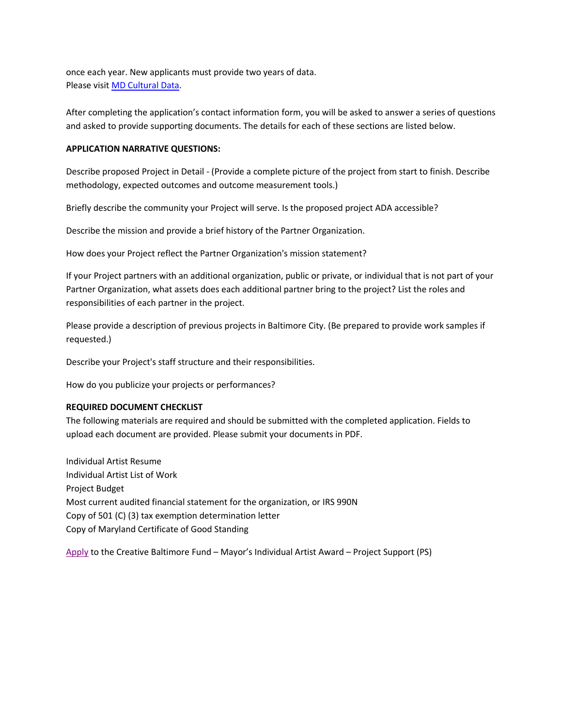once each year. New applicants must provide two years of data.
Please visit [MD Cultural Data](MD Cultural Data).

After completing the application's contact information form, you will be asked to answer a series of questions and asked to provide supporting documents. The details for each of these sections are listed below.

**APPLICATION NARRATIVE QUESTIONS:**

Describe proposed Project in Detail - (Provide a complete picture of the project from start to finish. Describe methodology, expected outcomes and outcome measurement tools.)

Briefly describe the community your Project will serve. Is the proposed project ADA accessible?

Describe the mission and provide a brief history of the Partner Organization.

How does your Project reflect the Partner Organization's mission statement?

If your Project partners with an additional organization, public or private, or individual that is not part of your Partner Organization, what assets does each additional partner bring to the project? List the roles and responsibilities of each partner in the project.

Please provide a description of previous projects in Baltimore City. (Be prepared to provide work samples if requested.)

Describe your Project's staff structure and their responsibilities.

How do you publicize your projects or performances?

**REQUIRED DOCUMENT CHECKLIST**
The following materials are required and should be submitted with the completed application. Fields to upload each document are provided. Please submit your documents in PDF.

Individual Artist Resume
Individual Artist List of Work
Project Budget
Most current audited financial statement for the organization, or IRS 990N
Copy of 501 (C) (3) tax exemption determination letter
Copy of Maryland Certificate of Good Standing

Apply to the Creative Baltimore Fund – Mayor's Individual Artist Award – Project Support (PS)